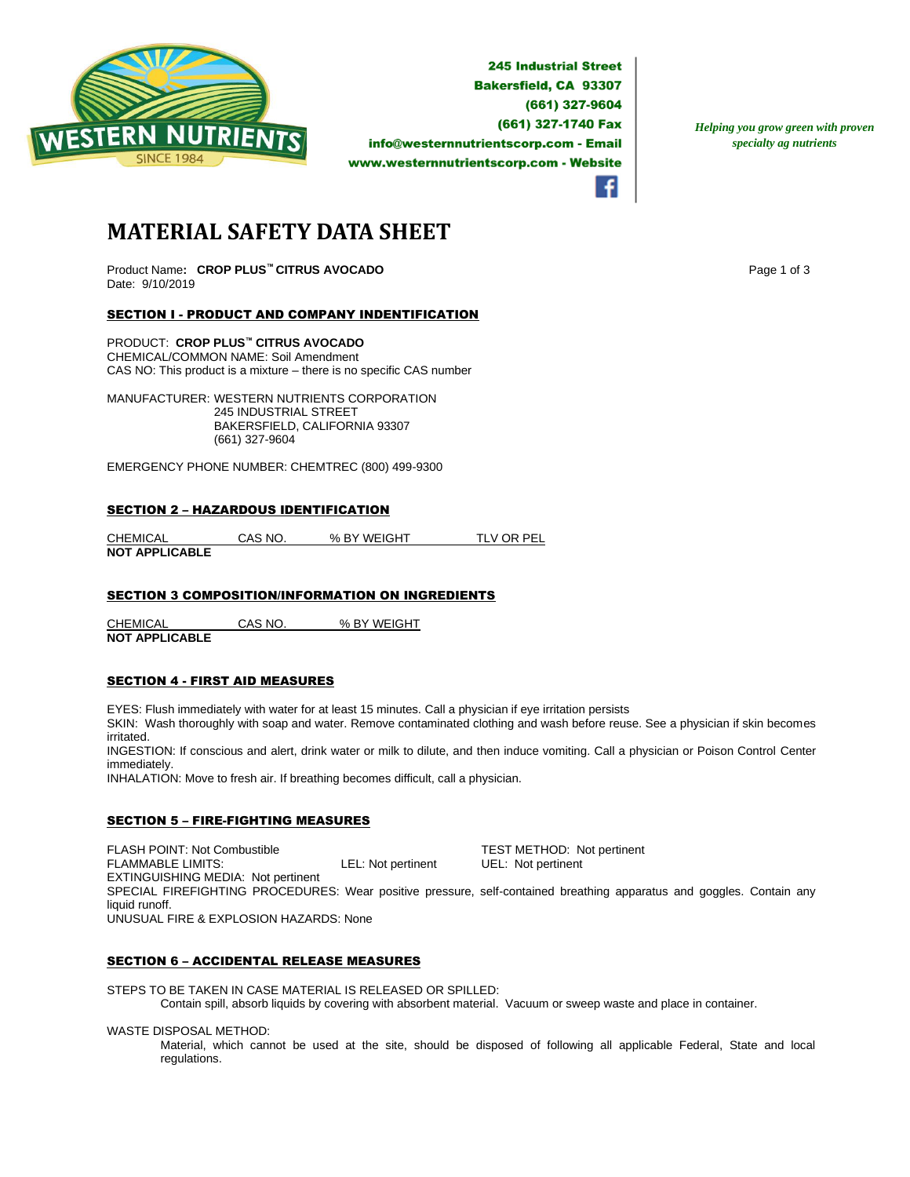245 Industrial Street
Bakersfield, CA 93307
(661) 327-9604
(661) 327-1740 Fax
info@westernnutrientscorp.com - Email
www.westernnutrientscorp.com - Website

*Helping you grow green with proven specialty ag nutrients*

# MATERIAL SAFETY DATA SHEET

Product Name**: CROP PLUS™ CITRUS AVOCADO**
Date: 9/10/2019

## SECTION I - PRODUCT AND COMPANY INDENTIFICATION

PRODUCT: **CROP PLUS™ CITRUS AVOCADO**
CHEMICAL/COMMON NAME: Soil Amendment
CAS NO: This product is a mixture – there is no specific CAS number

MANUFACTURER: WESTERN NUTRIENTS CORPORATION
245 INDUSTRIAL STREET
BAKERSFIELD, CALIFORNIA 93307
(661) 327-9604

EMERGENCY PHONE NUMBER: CHEMTREC (800) 499-9300

## SECTION 2 – HAZARDOUS IDENTIFICATION

| CHEMICAL | CAS NO. | % BY WEIGHT | TLV OR PEL |
|---|---|---|---|
| **NOT APPLICABLE** | | | |

## SECTION 3 COMPOSITION/INFORMATION ON INGREDIENTS

| CHEMICAL | CAS NO. | % BY WEIGHT |
|---|---|---|
| **NOT APPLICABLE** | | |

## SECTION 4 - FIRST AID MEASURES

EYES: Flush immediately with water for at least 15 minutes. Call a physician if eye irritation persists
SKIN: Wash thoroughly with soap and water. Remove contaminated clothing and wash before reuse. See a physician if skin becomes irritated.
INGESTION: If conscious and alert, drink water or milk to dilute, and then induce vomiting. Call a physician or Poison Control Center immediately.
INHALATION: Move to fresh air. If breathing becomes difficult, call a physician.

## SECTION 5 – FIRE-FIGHTING MEASURES

FLASH POINT: Not Combustible TEST METHOD: Not pertinent
FLAMMABLE LIMITS: LEL: Not pertinent UEL: Not pertinent
EXTINGUISHING MEDIA: Not pertinent
SPECIAL FIREFIGHTING PROCEDURES: Wear positive pressure, self-contained breathing apparatus and goggles. Contain any liquid runoff.
UNUSUAL FIRE & EXPLOSION HAZARDS: None

## SECTION 6 – ACCIDENTAL RELEASE MEASURES

STEPS TO BE TAKEN IN CASE MATERIAL IS RELEASED OR SPILLED:

Contain spill, absorb liquids by covering with absorbent material. Vacuum or sweep waste and place in container.

WASTE DISPOSAL METHOD:

Material, which cannot be used at the site, should be disposed of following all applicable Federal, State and local regulations.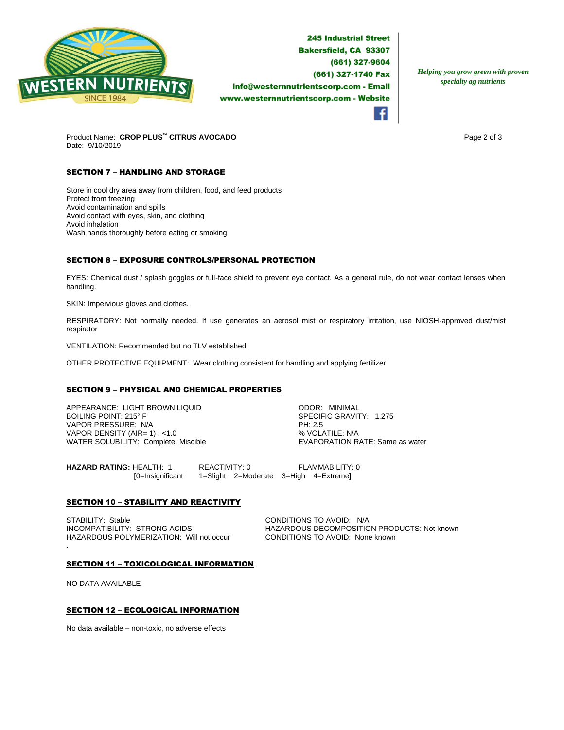**245 Industrial Street**
**Bakersfield, CA 93307**
**(661) 327-9604**
**(661) 327-1740 Fax**
**info@westernnutrientscorp.com - Email**
**www.westernnutrientscorp.com - Website**

*Helping you grow green with proven specialty ag nutrients*

Product Name: **CROP PLUS™ CITRUS AVOCADO**
Date: 9/10/2019

## SECTION 7 – HANDLING AND STORAGE

Store in cool dry area away from children, food, and feed products
Protect from freezing
Avoid contamination and spills
Avoid contact with eyes, skin, and clothing
Avoid inhalation
Wash hands thoroughly before eating or smoking

## SECTION 8 – EXPOSURE CONTROLS/PERSONAL PROTECTION

EYES: Chemical dust / splash goggles or full-face shield to prevent eye contact. As a general rule, do not wear contact lenses when handling.

SKIN: Impervious gloves and clothes.

RESPIRATORY: Not normally needed. If use generates an aerosol mist or respiratory irritation, use NIOSH-approved dust/mist respirator

VENTILATION: Recommended but no TLV established

OTHER PROTECTIVE EQUIPMENT: Wear clothing consistent for handling and applying fertilizer

## SECTION 9 – PHYSICAL AND CHEMICAL PROPERTIES

APPEARANCE: LIGHT BROWN LIQUID
BOILING POINT: 215° F
VAPOR PRESSURE: N/A
VAPOR DENSITY (AIR= 1) : <1.0
WATER SOLUBILITY: Complete, Miscible

ODOR: MINIMAL
SPECIFIC GRAVITY: 1.275
PH: 2.5
% VOLATILE: N/A
EVAPORATION RATE: Same as water

**HAZARD RATING:** HEALTH: 1 REACTIVITY: 0 FLAMMABILITY: 0
[0=Insignificant 1=Slight 2=Moderate 3=High 4=Extreme]

## SECTION 10 – STABILITY AND REACTIVITY

STABILITY: Stable
INCOMPATIBILITY: STRONG ACIDS
HAZARDOUS POLYMERIZATION: Will not occur

CONDITIONS TO AVOID: N/A
HAZARDOUS DECOMPOSITION PRODUCTS: Not known
CONDITIONS TO AVOID: None known

## SECTION 11 – TOXICOLOGICAL INFORMATION

NO DATA AVAILABLE

## SECTION 12 – ECOLOGICAL INFORMATION

No data available – non-toxic, no adverse effects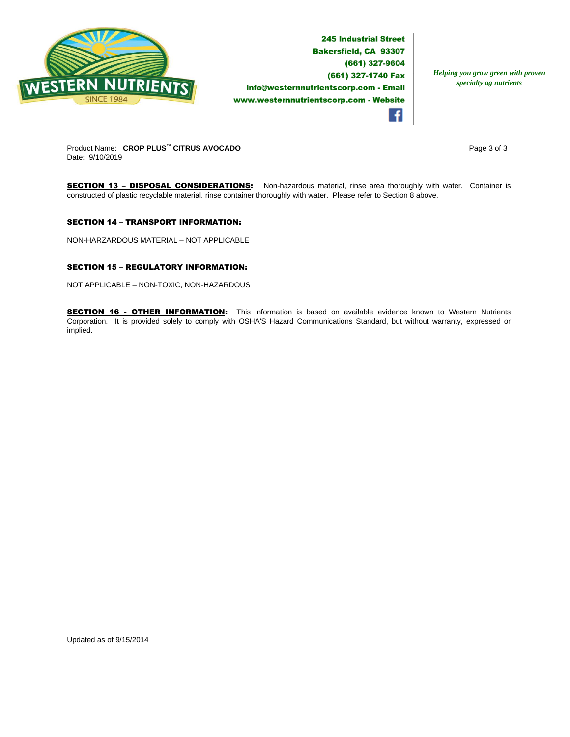Product Name: **CROP PLUS™ CITRUS AVOCADO**
Date: 9/10/2019

**SECTION 13 – DISPOSAL CONSIDERATIONS:** Non-hazardous material, rinse area thoroughly with water. Container is constructed of plastic recyclable material, rinse container thoroughly with water. Please refer to Section 8 above.

**SECTION 14 – TRANSPORT INFORMATION:**

NON-HARZARDOUS MATERIAL – NOT APPLICABLE

**SECTION 15 – REGULATORY INFORMATION:**

NOT APPLICABLE – NON-TOXIC, NON-HAZARDOUS

**SECTION 16 - OTHER INFORMATION:** This information is based on available evidence known to Western Nutrients Corporation. It is provided solely to comply with OSHA'S Hazard Communications Standard, but without warranty, expressed or implied.

Updated as of 9/15/2014